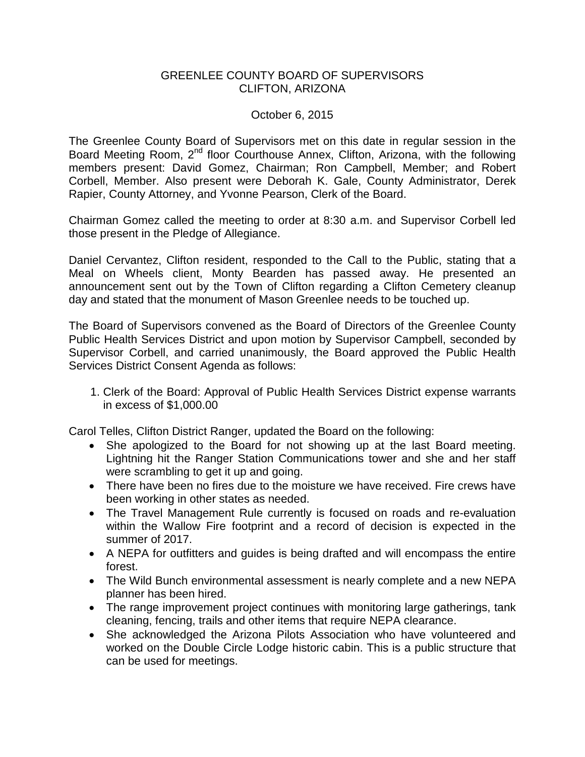GREENLEE COUNTY BOARD OF SUPERVISORS
CLIFTON, ARIZONA

October 6, 2015

The Greenlee County Board of Supervisors met on this date in regular session in the Board Meeting Room, 2nd floor Courthouse Annex, Clifton, Arizona, with the following members present: David Gomez, Chairman; Ron Campbell, Member; and Robert Corbell, Member. Also present were Deborah K. Gale, County Administrator, Derek Rapier, County Attorney, and Yvonne Pearson, Clerk of the Board.

Chairman Gomez called the meeting to order at 8:30 a.m. and Supervisor Corbell led those present in the Pledge of Allegiance.

Daniel Cervantez, Clifton resident, responded to the Call to the Public, stating that a Meal on Wheels client, Monty Bearden has passed away. He presented an announcement sent out by the Town of Clifton regarding a Clifton Cemetery cleanup day and stated that the monument of Mason Greenlee needs to be touched up.

The Board of Supervisors convened as the Board of Directors of the Greenlee County Public Health Services District and upon motion by Supervisor Campbell, seconded by Supervisor Corbell, and carried unanimously, the Board approved the Public Health Services District Consent Agenda as follows:

1. Clerk of the Board: Approval of Public Health Services District expense warrants in excess of $1,000.00

Carol Telles, Clifton District Ranger, updated the Board on the following:

- She apologized to the Board for not showing up at the last Board meeting. Lightning hit the Ranger Station Communications tower and she and her staff were scrambling to get it up and going.
- There have been no fires due to the moisture we have received. Fire crews have been working in other states as needed.
- The Travel Management Rule currently is focused on roads and re-evaluation within the Wallow Fire footprint and a record of decision is expected in the summer of 2017.
- A NEPA for outfitters and guides is being drafted and will encompass the entire forest.
- The Wild Bunch environmental assessment is nearly complete and a new NEPA planner has been hired.
- The range improvement project continues with monitoring large gatherings, tank cleaning, fencing, trails and other items that require NEPA clearance.
- She acknowledged the Arizona Pilots Association who have volunteered and worked on the Double Circle Lodge historic cabin. This is a public structure that can be used for meetings.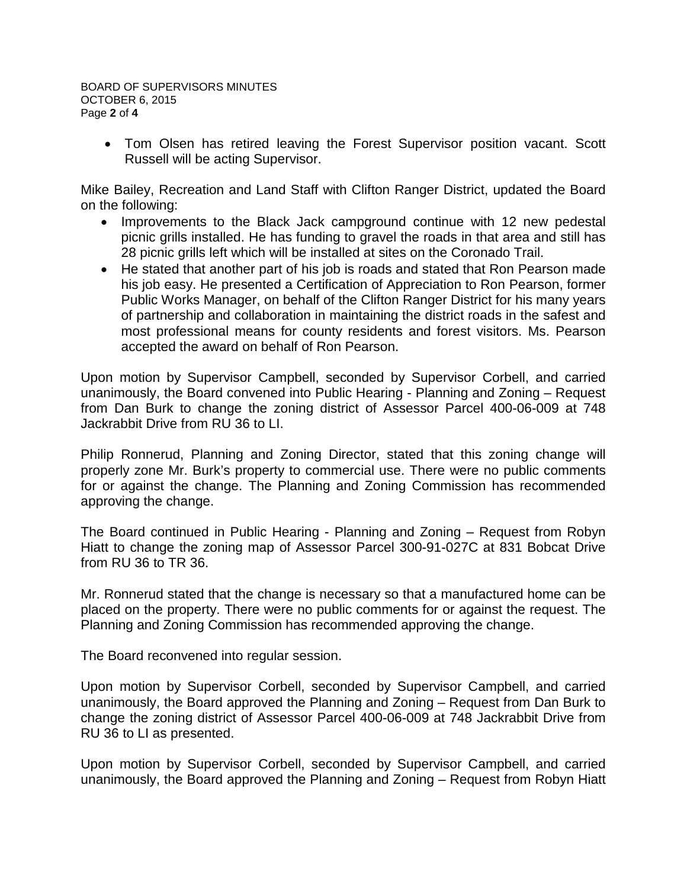- Tom Olsen has retired leaving the Forest Supervisor position vacant. Scott Russell will be acting Supervisor.

Mike Bailey, Recreation and Land Staff with Clifton Ranger District, updated the Board on the following:

- Improvements to the Black Jack campground continue with 12 new pedestal picnic grills installed. He has funding to gravel the roads in that area and still has 28 picnic grills left which will be installed at sites on the Coronado Trail.
- He stated that another part of his job is roads and stated that Ron Pearson made his job easy. He presented a Certification of Appreciation to Ron Pearson, former Public Works Manager, on behalf of the Clifton Ranger District for his many years of partnership and collaboration in maintaining the district roads in the safest and most professional means for county residents and forest visitors. Ms. Pearson accepted the award on behalf of Ron Pearson.

Upon motion by Supervisor Campbell, seconded by Supervisor Corbell, and carried unanimously, the Board convened into Public Hearing - Planning and Zoning – Request from Dan Burk to change the zoning district of Assessor Parcel 400-06-009 at 748 Jackrabbit Drive from RU 36 to LI.

Philip Ronnerud, Planning and Zoning Director, stated that this zoning change will properly zone Mr. Burk's property to commercial use. There were no public comments for or against the change. The Planning and Zoning Commission has recommended approving the change.

The Board continued in Public Hearing - Planning and Zoning – Request from Robyn Hiatt to change the zoning map of Assessor Parcel 300-91-027C at 831 Bobcat Drive from RU 36 to TR 36.

Mr. Ronnerud stated that the change is necessary so that a manufactured home can be placed on the property. There were no public comments for or against the request. The Planning and Zoning Commission has recommended approving the change.

The Board reconvened into regular session.

Upon motion by Supervisor Corbell, seconded by Supervisor Campbell, and carried unanimously, the Board approved the Planning and Zoning – Request from Dan Burk to change the zoning district of Assessor Parcel 400-06-009 at 748 Jackrabbit Drive from RU 36 to LI as presented.

Upon motion by Supervisor Corbell, seconded by Supervisor Campbell, and carried unanimously, the Board approved the Planning and Zoning – Request from Robyn Hiatt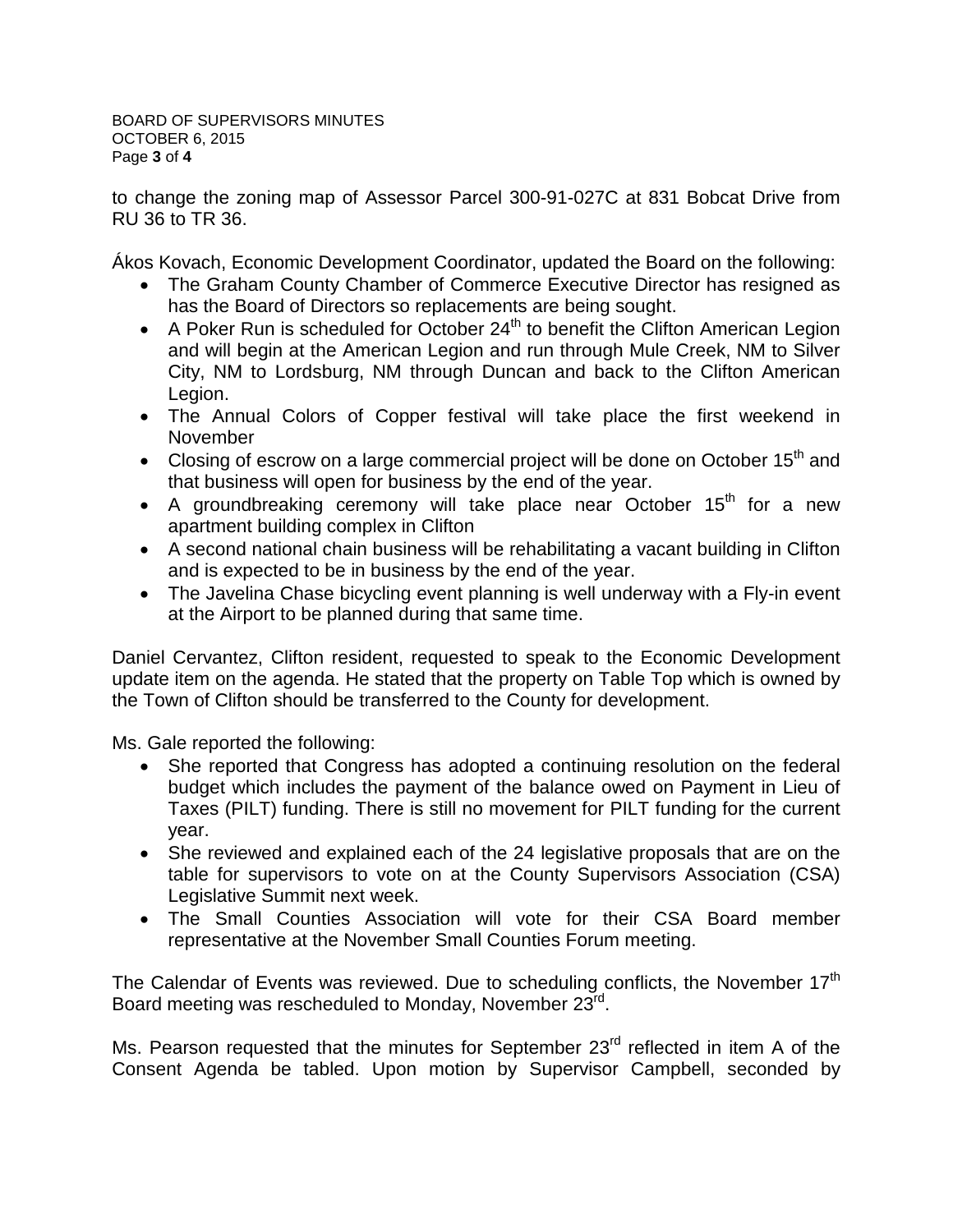to change the zoning map of Assessor Parcel 300-91-027C at 831 Bobcat Drive from RU 36 to TR 36.

Ákos Kovach, Economic Development Coordinator, updated the Board on the following:

- The Graham County Chamber of Commerce Executive Director has resigned as has the Board of Directors so replacements are being sought.
- A Poker Run is scheduled for October 24th to benefit the Clifton American Legion and will begin at the American Legion and run through Mule Creek, NM to Silver City, NM to Lordsburg, NM through Duncan and back to the Clifton American Legion.
- The Annual Colors of Copper festival will take place the first weekend in November
- Closing of escrow on a large commercial project will be done on October 15th and that business will open for business by the end of the year.
- A groundbreaking ceremony will take place near October 15th for a new apartment building complex in Clifton
- A second national chain business will be rehabilitating a vacant building in Clifton and is expected to be in business by the end of the year.
- The Javelina Chase bicycling event planning is well underway with a Fly-in event at the Airport to be planned during that same time.

Daniel Cervantez, Clifton resident, requested to speak to the Economic Development update item on the agenda. He stated that the property on Table Top which is owned by the Town of Clifton should be transferred to the County for development.

Ms. Gale reported the following:

- She reported that Congress has adopted a continuing resolution on the federal budget which includes the payment of the balance owed on Payment in Lieu of Taxes (PILT) funding. There is still no movement for PILT funding for the current year.
- She reviewed and explained each of the 24 legislative proposals that are on the table for supervisors to vote on at the County Supervisors Association (CSA) Legislative Summit next week.
- The Small Counties Association will vote for their CSA Board member representative at the November Small Counties Forum meeting.

The Calendar of Events was reviewed. Due to scheduling conflicts, the November 17th Board meeting was rescheduled to Monday, November 23rd.

Ms. Pearson requested that the minutes for September 23rd reflected in item A of the Consent Agenda be tabled. Upon motion by Supervisor Campbell, seconded by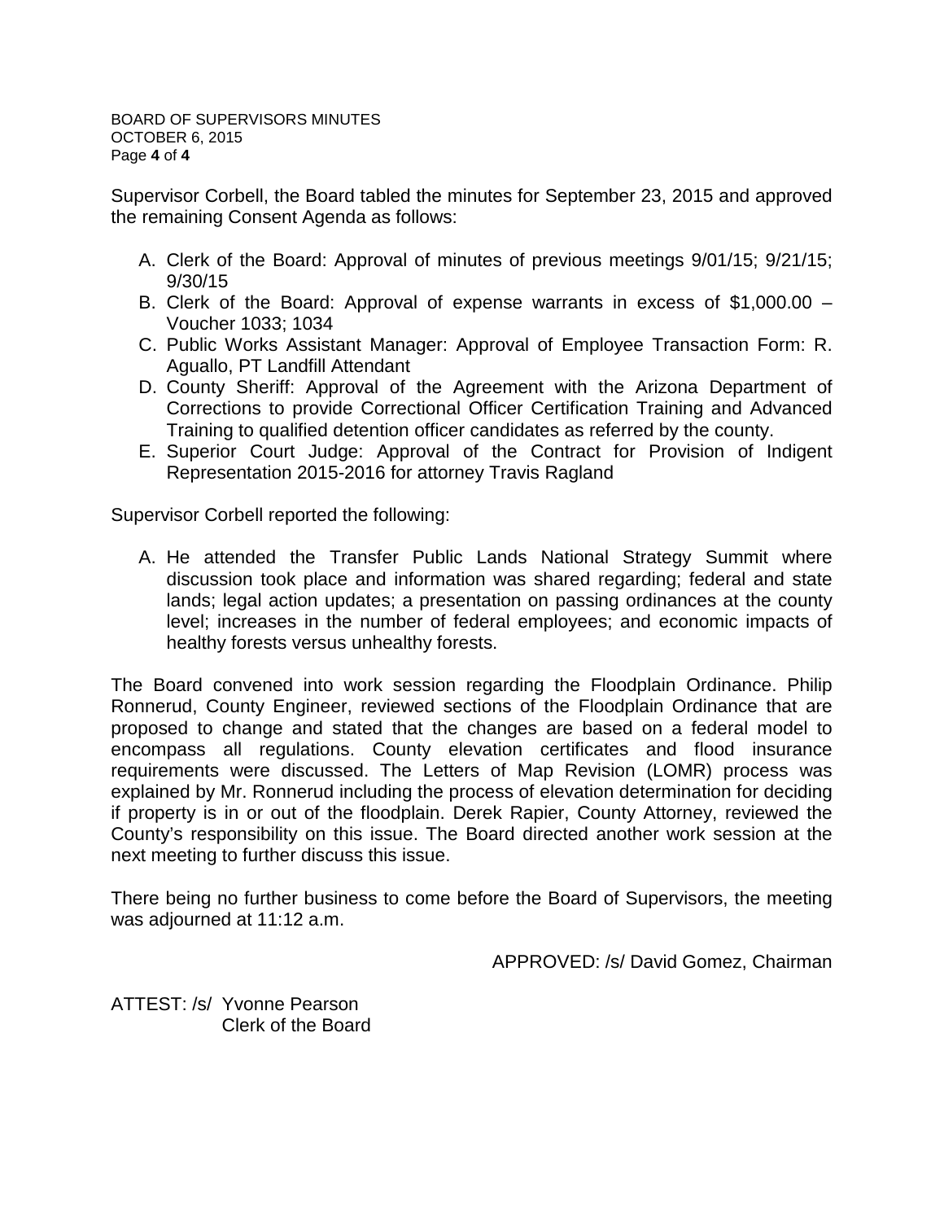Supervisor Corbell, the Board tabled the minutes for September 23, 2015 and approved the remaining Consent Agenda as follows:

A. Clerk of the Board: Approval of minutes of previous meetings 9/01/15; 9/21/15; 9/30/15
B. Clerk of the Board: Approval of expense warrants in excess of $1,000.00 – Voucher 1033; 1034
C. Public Works Assistant Manager: Approval of Employee Transaction Form: R. Aguallo, PT Landfill Attendant
D. County Sheriff: Approval of the Agreement with the Arizona Department of Corrections to provide Correctional Officer Certification Training and Advanced Training to qualified detention officer candidates as referred by the county.
E. Superior Court Judge: Approval of the Contract for Provision of Indigent Representation 2015-2016 for attorney Travis Ragland

Supervisor Corbell reported the following:

A. He attended the Transfer Public Lands National Strategy Summit where discussion took place and information was shared regarding; federal and state lands; legal action updates; a presentation on passing ordinances at the county level; increases in the number of federal employees; and economic impacts of healthy forests versus unhealthy forests.

The Board convened into work session regarding the Floodplain Ordinance. Philip Ronnerud, County Engineer, reviewed sections of the Floodplain Ordinance that are proposed to change and stated that the changes are based on a federal model to encompass all regulations. County elevation certificates and flood insurance requirements were discussed. The Letters of Map Revision (LOMR) process was explained by Mr. Ronnerud including the process of elevation determination for deciding if property is in or out of the floodplain. Derek Rapier, County Attorney, reviewed the County's responsibility on this issue. The Board directed another work session at the next meeting to further discuss this issue.

There being no further business to come before the Board of Supervisors, the meeting was adjourned at 11:12 a.m.

APPROVED: /s/ David Gomez, Chairman

ATTEST: /s/ Yvonne Pearson
Clerk of the Board